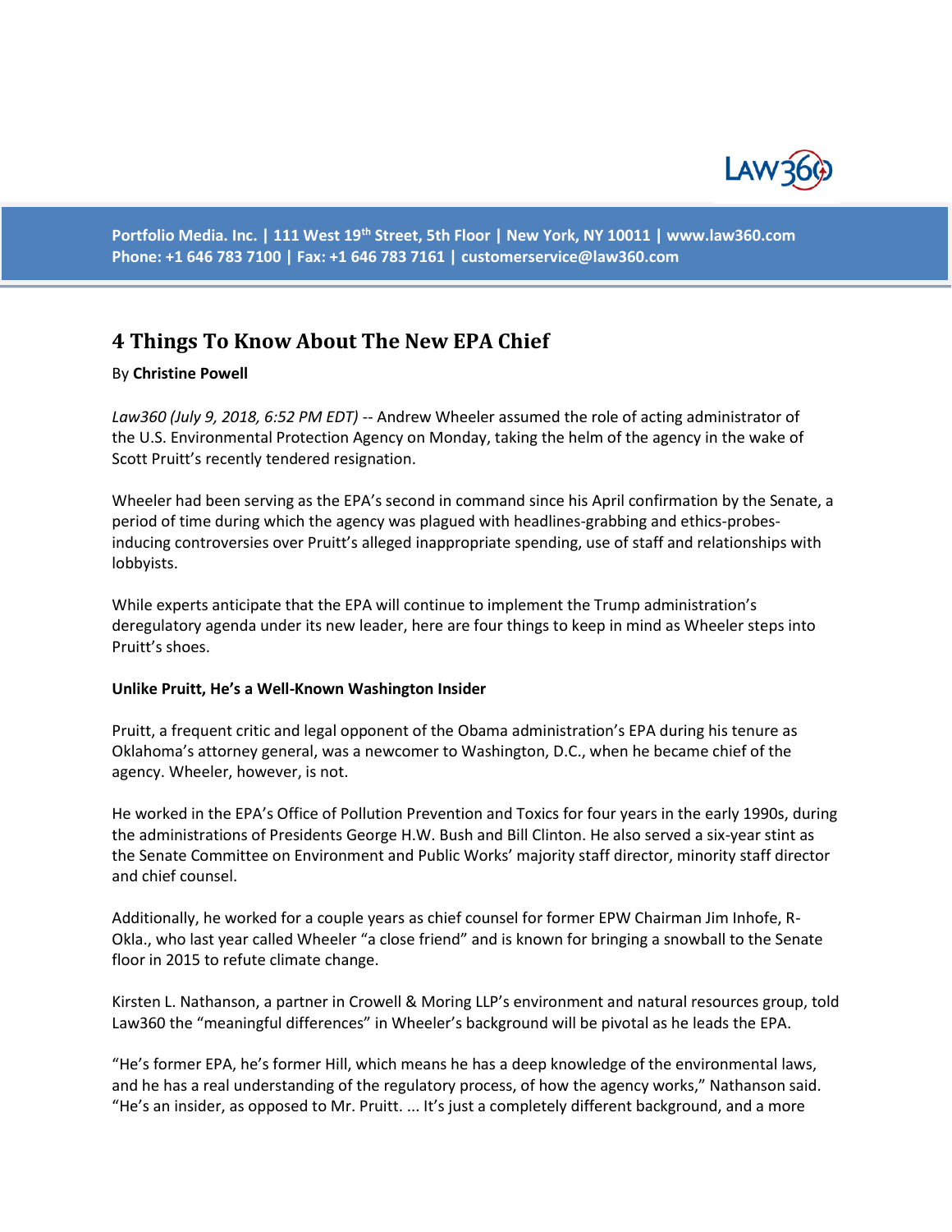Portfolio Media. Inc. | 111 West 19th Street, 5th Floor | New York, NY 10011 | www.law360.com
Phone: +1 646 783 7100 | Fax: +1 646 783 7161 | customerservice@law360.com

# 4 Things To Know About The New EPA Chief

By **Christine Powell**

*Law360 (July 9, 2018, 6:52 PM EDT)* -- Andrew Wheeler assumed the role of acting administrator of the U.S. Environmental Protection Agency on Monday, taking the helm of the agency in the wake of Scott Pruitt's recently tendered resignation.

Wheeler had been serving as the EPA's second in command since his April confirmation by the Senate, a period of time during which the agency was plagued with headlines-grabbing and ethics-probes-inducing controversies over Pruitt's alleged inappropriate spending, use of staff and relationships with lobbyists.

While experts anticipate that the EPA will continue to implement the Trump administration's deregulatory agenda under its new leader, here are four things to keep in mind as Wheeler steps into Pruitt's shoes.

**Unlike Pruitt, He's a Well-Known Washington Insider**

Pruitt, a frequent critic and legal opponent of the Obama administration's EPA during his tenure as Oklahoma's attorney general, was a newcomer to Washington, D.C., when he became chief of the agency. Wheeler, however, is not.

He worked in the EPA's Office of Pollution Prevention and Toxics for four years in the early 1990s, during the administrations of Presidents George H.W. Bush and Bill Clinton. He also served a six-year stint as the Senate Committee on Environment and Public Works' majority staff director, minority staff director and chief counsel.

Additionally, he worked for a couple years as chief counsel for former EPW Chairman Jim Inhofe, R-Okla., who last year called Wheeler "a close friend" and is known for bringing a snowball to the Senate floor in 2015 to refute climate change.

Kirsten L. Nathanson, a partner in Crowell & Moring LLP's environment and natural resources group, told Law360 the "meaningful differences" in Wheeler's background will be pivotal as he leads the EPA.

"He's former EPA, he's former Hill, which means he has a deep knowledge of the environmental laws, and he has a real understanding of the regulatory process, of how the agency works," Nathanson said. "He's an insider, as opposed to Mr. Pruitt. ... It's just a completely different background, and a more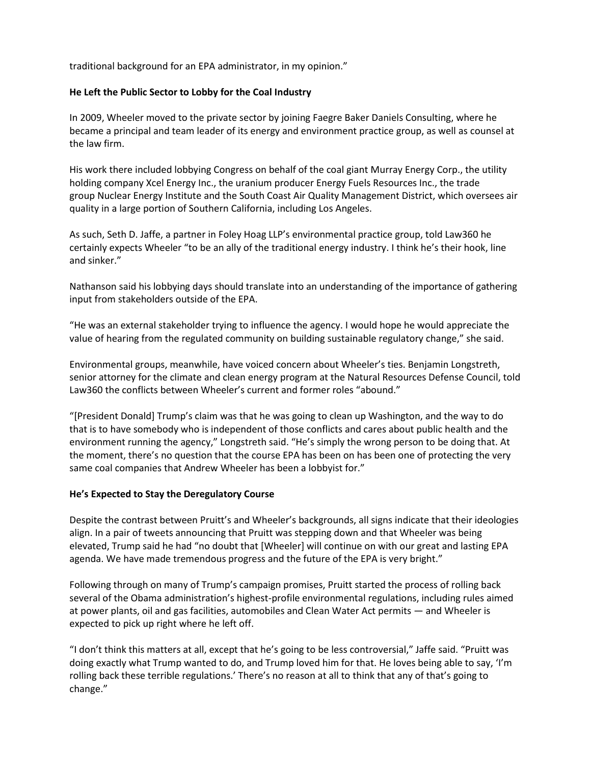traditional background for an EPA administrator, in my opinion."

**He Left the Public Sector to Lobby for the Coal Industry**

In 2009, Wheeler moved to the private sector by joining Faegre Baker Daniels Consulting, where he became a principal and team leader of its energy and environment practice group, as well as counsel at the law firm.

His work there included lobbying Congress on behalf of the coal giant Murray Energy Corp., the utility holding company Xcel Energy Inc., the uranium producer Energy Fuels Resources Inc., the trade group Nuclear Energy Institute and the South Coast Air Quality Management District, which oversees air quality in a large portion of Southern California, including Los Angeles.

As such, Seth D. Jaffe, a partner in Foley Hoag LLP's environmental practice group, told Law360 he certainly expects Wheeler "to be an ally of the traditional energy industry. I think he's their hook, line and sinker."

Nathanson said his lobbying days should translate into an understanding of the importance of gathering input from stakeholders outside of the EPA.

"He was an external stakeholder trying to influence the agency. I would hope he would appreciate the value of hearing from the regulated community on building sustainable regulatory change," she said.

Environmental groups, meanwhile, have voiced concern about Wheeler's ties. Benjamin Longstreth, senior attorney for the climate and clean energy program at the Natural Resources Defense Council, told Law360 the conflicts between Wheeler's current and former roles "abound."

"[President Donald] Trump's claim was that he was going to clean up Washington, and the way to do that is to have somebody who is independent of those conflicts and cares about public health and the environment running the agency," Longstreth said. "He's simply the wrong person to be doing that. At the moment, there's no question that the course EPA has been on has been one of protecting the very same coal companies that Andrew Wheeler has been a lobbyist for."

**He's Expected to Stay the Deregulatory Course**

Despite the contrast between Pruitt's and Wheeler's backgrounds, all signs indicate that their ideologies align. In a pair of tweets announcing that Pruitt was stepping down and that Wheeler was being elevated, Trump said he had "no doubt that [Wheeler] will continue on with our great and lasting EPA agenda. We have made tremendous progress and the future of the EPA is very bright."

Following through on many of Trump's campaign promises, Pruitt started the process of rolling back several of the Obama administration's highest-profile environmental regulations, including rules aimed at power plants, oil and gas facilities, automobiles and Clean Water Act permits — and Wheeler is expected to pick up right where he left off.

"I don't think this matters at all, except that he's going to be less controversial," Jaffe said. "Pruitt was doing exactly what Trump wanted to do, and Trump loved him for that. He loves being able to say, 'I'm rolling back these terrible regulations.' There's no reason at all to think that any of that's going to change."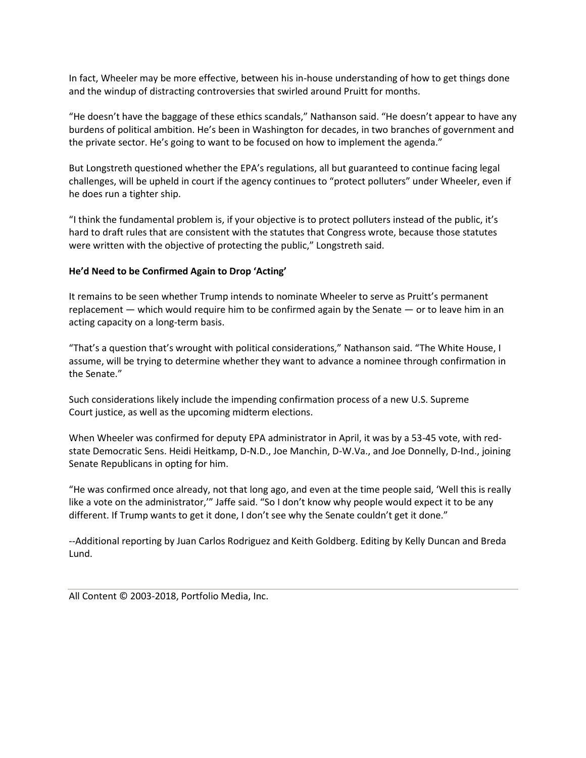In fact, Wheeler may be more effective, between his in-house understanding of how to get things done and the windup of distracting controversies that swirled around Pruitt for months.

"He doesn't have the baggage of these ethics scandals," Nathanson said. "He doesn't appear to have any burdens of political ambition. He's been in Washington for decades, in two branches of government and the private sector. He's going to want to be focused on how to implement the agenda."

But Longstreth questioned whether the EPA's regulations, all but guaranteed to continue facing legal challenges, will be upheld in court if the agency continues to "protect polluters" under Wheeler, even if he does run a tighter ship.

"I think the fundamental problem is, if your objective is to protect polluters instead of the public, it's hard to draft rules that are consistent with the statutes that Congress wrote, because those statutes were written with the objective of protecting the public," Longstreth said.

**He'd Need to be Confirmed Again to Drop 'Acting'**

It remains to be seen whether Trump intends to nominate Wheeler to serve as Pruitt's permanent replacement — which would require him to be confirmed again by the Senate — or to leave him in an acting capacity on a long-term basis.

"That's a question that's wrought with political considerations," Nathanson said. "The White House, I assume, will be trying to determine whether they want to advance a nominee through confirmation in the Senate."

Such considerations likely include the impending confirmation process of a new U.S. Supreme Court justice, as well as the upcoming midterm elections.

When Wheeler was confirmed for deputy EPA administrator in April, it was by a 53-45 vote, with red-state Democratic Sens. Heidi Heitkamp, D-N.D., Joe Manchin, D-W.Va., and Joe Donnelly, D-Ind., joining Senate Republicans in opting for him.

"He was confirmed once already, not that long ago, and even at the time people said, 'Well this is really like a vote on the administrator,'" Jaffe said. "So I don't know why people would expect it to be any different. If Trump wants to get it done, I don't see why the Senate couldn't get it done."

--Additional reporting by Juan Carlos Rodriguez and Keith Goldberg. Editing by Kelly Duncan and Breda Lund.

All Content © 2003-2018, Portfolio Media, Inc.